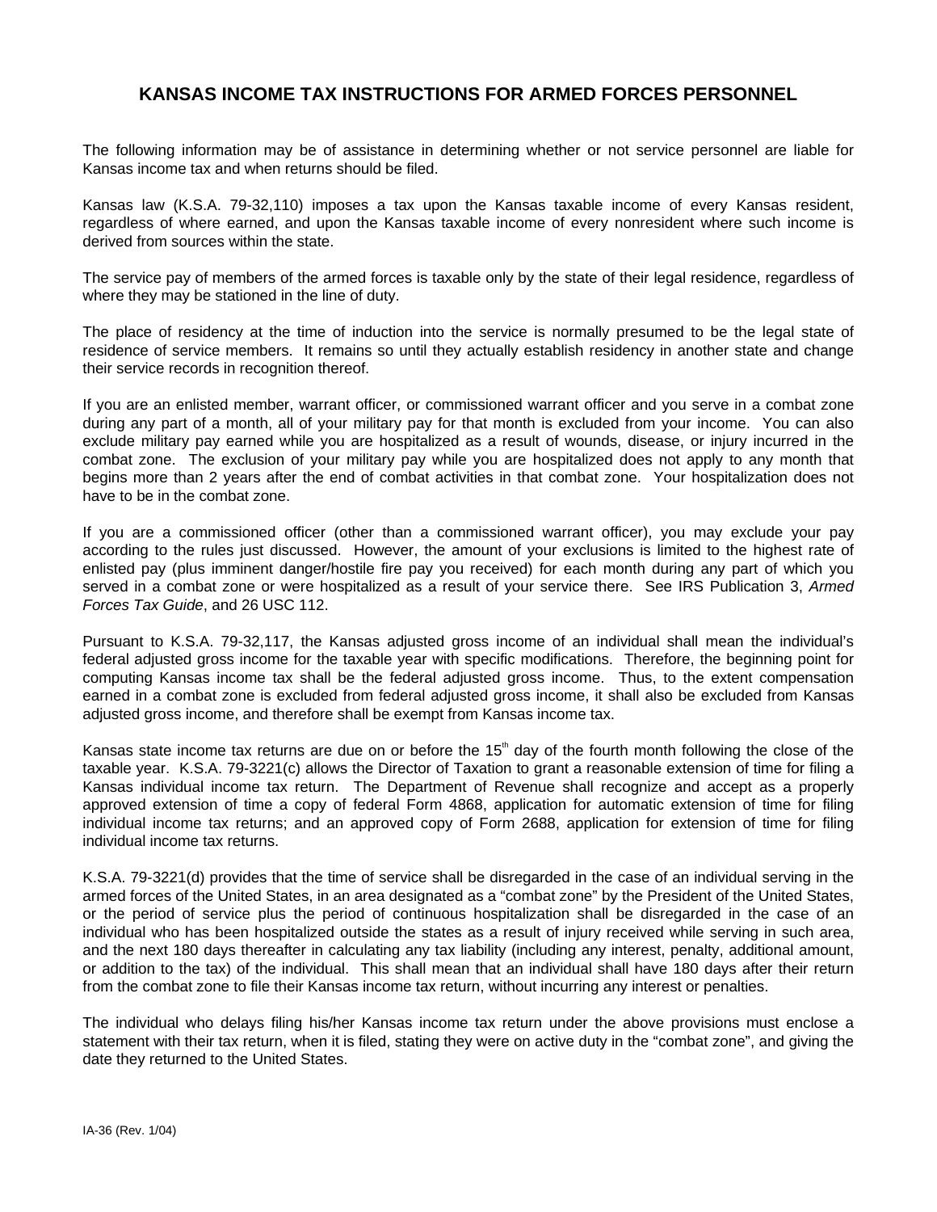# KANSAS INCOME TAX INSTRUCTIONS FOR ARMED FORCES PERSONNEL

The following information may be of assistance in determining whether or not service personnel are liable for Kansas income tax and when returns should be filed.

Kansas law (K.S.A. 79-32,110) imposes a tax upon the Kansas taxable income of every Kansas resident, regardless of where earned, and upon the Kansas taxable income of every nonresident where such income is derived from sources within the state.

The service pay of members of the armed forces is taxable only by the state of their legal residence, regardless of where they may be stationed in the line of duty.

The place of residency at the time of induction into the service is normally presumed to be the legal state of residence of service members. It remains so until they actually establish residency in another state and change their service records in recognition thereof.

If you are an enlisted member, warrant officer, or commissioned warrant officer and you serve in a combat zone during any part of a month, all of your military pay for that month is excluded from your income. You can also exclude military pay earned while you are hospitalized as a result of wounds, disease, or injury incurred in the combat zone. The exclusion of your military pay while you are hospitalized does not apply to any month that begins more than 2 years after the end of combat activities in that combat zone. Your hospitalization does not have to be in the combat zone.

If you are a commissioned officer (other than a commissioned warrant officer), you may exclude your pay according to the rules just discussed. However, the amount of your exclusions is limited to the highest rate of enlisted pay (plus imminent danger/hostile fire pay you received) for each month during any part of which you served in a combat zone or were hospitalized as a result of your service there. See IRS Publication 3, *Armed Forces Tax Guide*, and 26 USC 112.

Pursuant to K.S.A. 79-32,117, the Kansas adjusted gross income of an individual shall mean the individual's federal adjusted gross income for the taxable year with specific modifications. Therefore, the beginning point for computing Kansas income tax shall be the federal adjusted gross income. Thus, to the extent compensation earned in a combat zone is excluded from federal adjusted gross income, it shall also be excluded from Kansas adjusted gross income, and therefore shall be exempt from Kansas income tax.

Kansas state income tax returns are due on or before the 15th day of the fourth month following the close of the taxable year. K.S.A. 79-3221(c) allows the Director of Taxation to grant a reasonable extension of time for filing a Kansas individual income tax return. The Department of Revenue shall recognize and accept as a properly approved extension of time a copy of federal Form 4868, application for automatic extension of time for filing individual income tax returns; and an approved copy of Form 2688, application for extension of time for filing individual income tax returns.

K.S.A. 79-3221(d) provides that the time of service shall be disregarded in the case of an individual serving in the armed forces of the United States, in an area designated as a "combat zone" by the President of the United States, or the period of service plus the period of continuous hospitalization shall be disregarded in the case of an individual who has been hospitalized outside the states as a result of injury received while serving in such area, and the next 180 days thereafter in calculating any tax liability (including any interest, penalty, additional amount, or addition to the tax) of the individual. This shall mean that an individual shall have 180 days after their return from the combat zone to file their Kansas income tax return, without incurring any interest or penalties.

The individual who delays filing his/her Kansas income tax return under the above provisions must enclose a statement with their tax return, when it is filed, stating they were on active duty in the "combat zone", and giving the date they returned to the United States.

IA-36 (Rev. 1/04)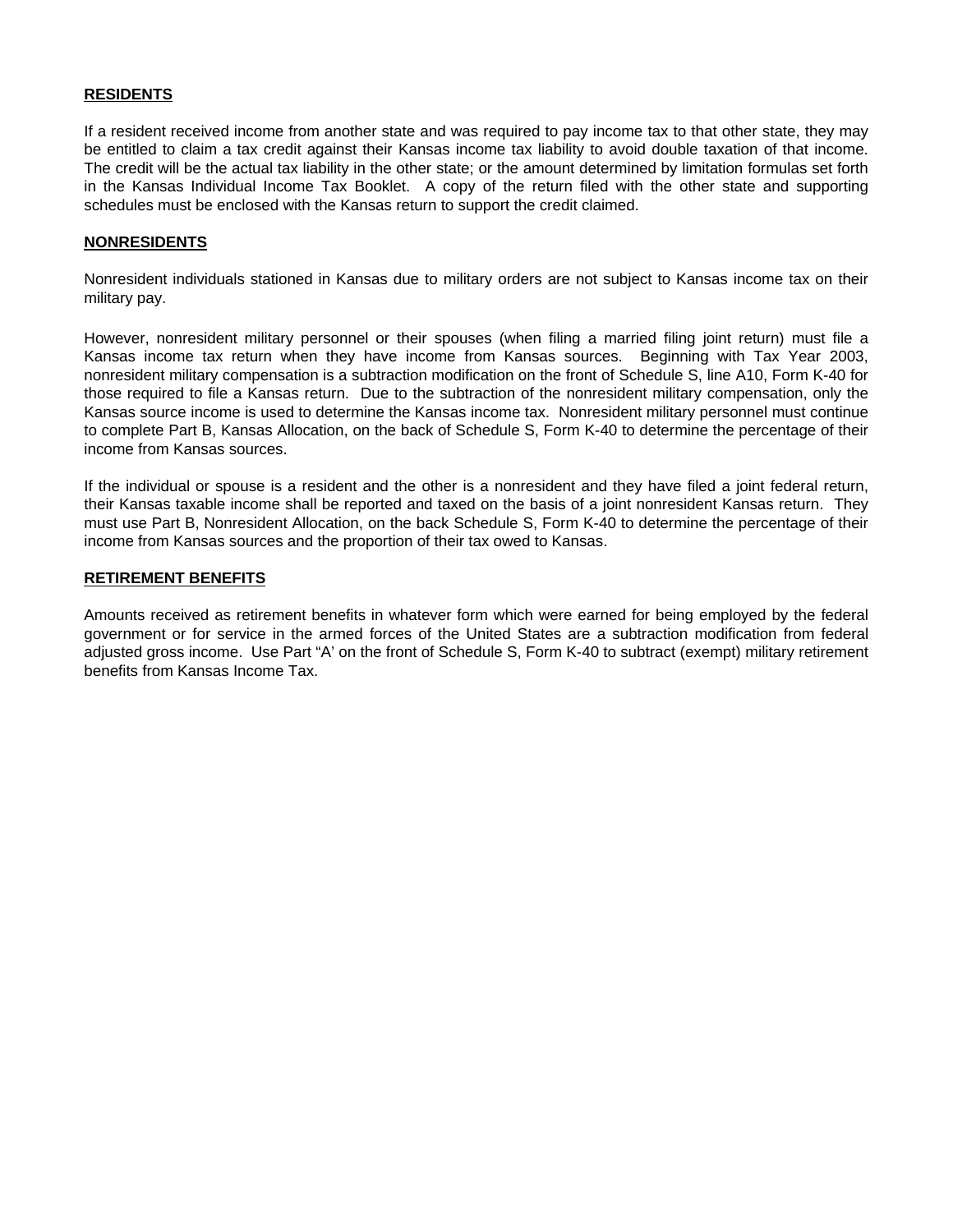## RESIDENTS

If a resident received income from another state and was required to pay income tax to that other state, they may be entitled to claim a tax credit against their Kansas income tax liability to avoid double taxation of that income. The credit will be the actual tax liability in the other state; or the amount determined by limitation formulas set forth in the Kansas Individual Income Tax Booklet. A copy of the return filed with the other state and supporting schedules must be enclosed with the Kansas return to support the credit claimed.

## NONRESIDENTS

Nonresident individuals stationed in Kansas due to military orders are not subject to Kansas income tax on their military pay.

However, nonresident military personnel or their spouses (when filing a married filing joint return) must file a Kansas income tax return when they have income from Kansas sources. Beginning with Tax Year 2003, nonresident military compensation is a subtraction modification on the front of Schedule S, line A10, Form K-40 for those required to file a Kansas return. Due to the subtraction of the nonresident military compensation, only the Kansas source income is used to determine the Kansas income tax. Nonresident military personnel must continue to complete Part B, Kansas Allocation, on the back of Schedule S, Form K-40 to determine the percentage of their income from Kansas sources.

If the individual or spouse is a resident and the other is a nonresident and they have filed a joint federal return, their Kansas taxable income shall be reported and taxed on the basis of a joint nonresident Kansas return. They must use Part B, Nonresident Allocation, on the back Schedule S, Form K-40 to determine the percentage of their income from Kansas sources and the proportion of their tax owed to Kansas.

## RETIREMENT BENEFITS

Amounts received as retirement benefits in whatever form which were earned for being employed by the federal government or for service in the armed forces of the United States are a subtraction modification from federal adjusted gross income. Use Part "A' on the front of Schedule S, Form K-40 to subtract (exempt) military retirement benefits from Kansas Income Tax.